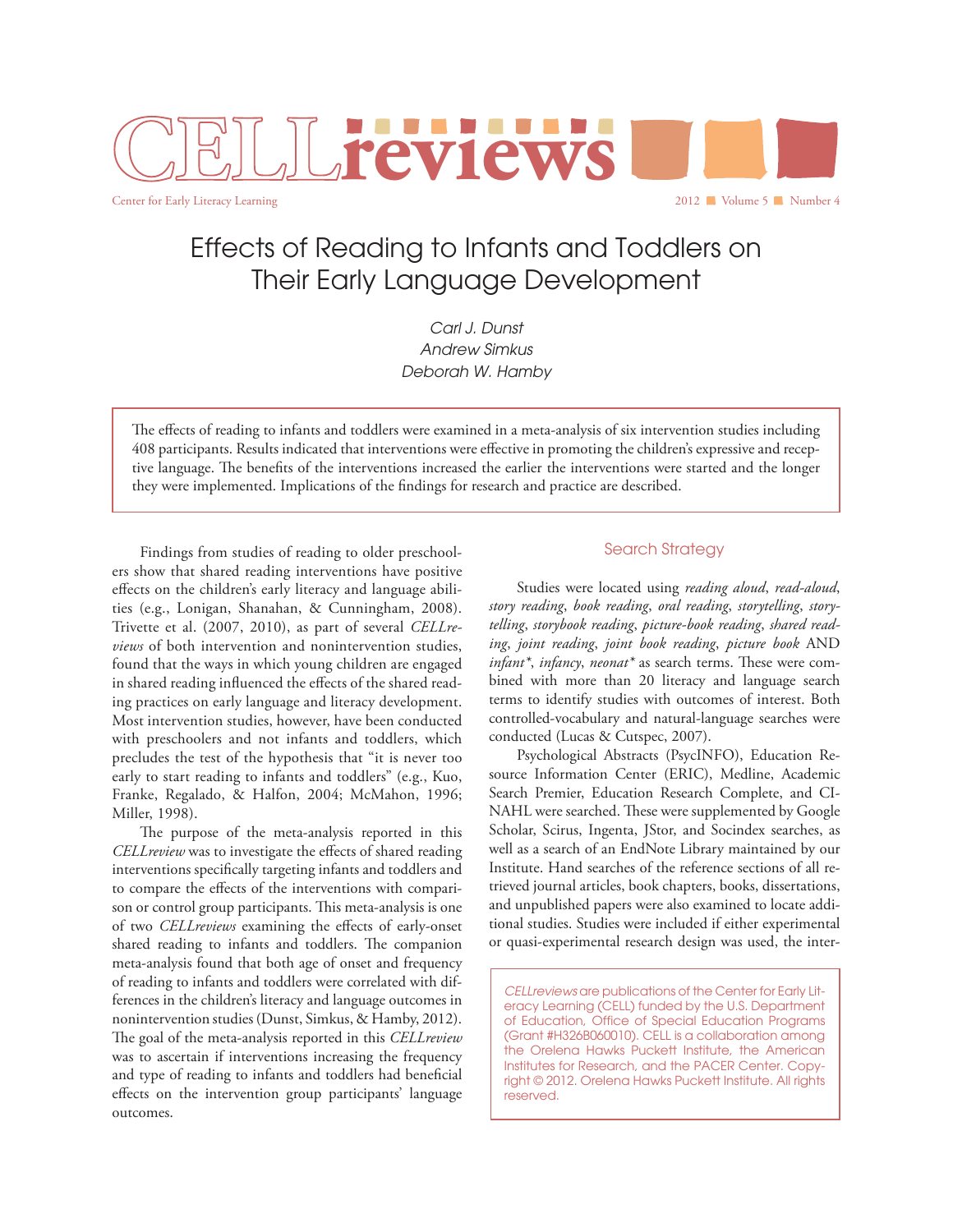# CELLreviews

Center for Early Literacy Learning

2012 ■ Volume 5 ■ Number 4

# Effects of Reading to Infants and Toddlers on Their Early Language Development

*Carl J. Dunst*
*Andrew Simkus*
*Deborah W. Hamby*

The effects of reading to infants and toddlers were examined in a meta-analysis of six intervention studies including 408 participants. Results indicated that interventions were effective in promoting the children's expressive and receptive language. The benefits of the interventions increased the earlier the interventions were started and the longer they were implemented. Implications of the findings for research and practice are described.

Findings from studies of reading to older preschoolers show that shared reading interventions have positive effects on the children's early literacy and language abilities (e.g., Lonigan, Shanahan, & Cunningham, 2008). Trivette et al. (2007, 2010), as part of several *CELLreviews* of both intervention and nonintervention studies, found that the ways in which young children are engaged in shared reading influenced the effects of the shared reading practices on early language and literacy development. Most intervention studies, however, have been conducted with preschoolers and not infants and toddlers, which precludes the test of the hypothesis that "it is never too early to start reading to infants and toddlers" (e.g., Kuo, Franke, Regalado, & Halfon, 2004; McMahon, 1996; Miller, 1998).

The purpose of the meta-analysis reported in this *CELLreview* was to investigate the effects of shared reading interventions specifically targeting infants and toddlers and to compare the effects of the interventions with comparison or control group participants. This meta-analysis is one of two *CELLreviews* examining the effects of early-onset shared reading to infants and toddlers. The companion meta-analysis found that both age of onset and frequency of reading to infants and toddlers were correlated with differences in the children's literacy and language outcomes in nonintervention studies (Dunst, Simkus, & Hamby, 2012). The goal of the meta-analysis reported in this *CELLreview* was to ascertain if interventions increasing the frequency and type of reading to infants and toddlers had beneficial effects on the intervention group participants' language outcomes.

## Search Strategy

Studies were located using *reading aloud*, *read-aloud*, *story reading*, *book reading*, *oral reading*, *storytelling*, *story-telling*, *storybook reading*, *picture-book reading*, *shared reading*, *joint reading*, *joint book reading*, *picture book* AND *infant\**, *infancy*, *neonat\** as search terms. These were combined with more than 20 literacy and language search terms to identify studies with outcomes of interest. Both controlled-vocabulary and natural-language searches were conducted (Lucas & Cutspec, 2007).

Psychological Abstracts (PsycINFO), Education Resource Information Center (ERIC), Medline, Academic Search Premier, Education Research Complete, and CINAHL were searched. These were supplemented by Google Scholar, Scirus, Ingenta, JStor, and Socindex searches, as well as a search of an EndNote Library maintained by our Institute. Hand searches of the reference sections of all retrieved journal articles, book chapters, books, dissertations, and unpublished papers were also examined to locate additional studies. Studies were included if either experimental or quasi-experimental research design was used, the inter-

*CELLreviews* are publications of the Center for Early Literacy Learning (CELL) funded by the U.S. Department of Education, Office of Special Education Programs (Grant #H326B060010). CELL is a collaboration among the Orelena Hawks Puckett Institute, the American Institutes for Research, and the PACER Center. Copyright © 2012. Orelena Hawks Puckett Institute. All rights reserved.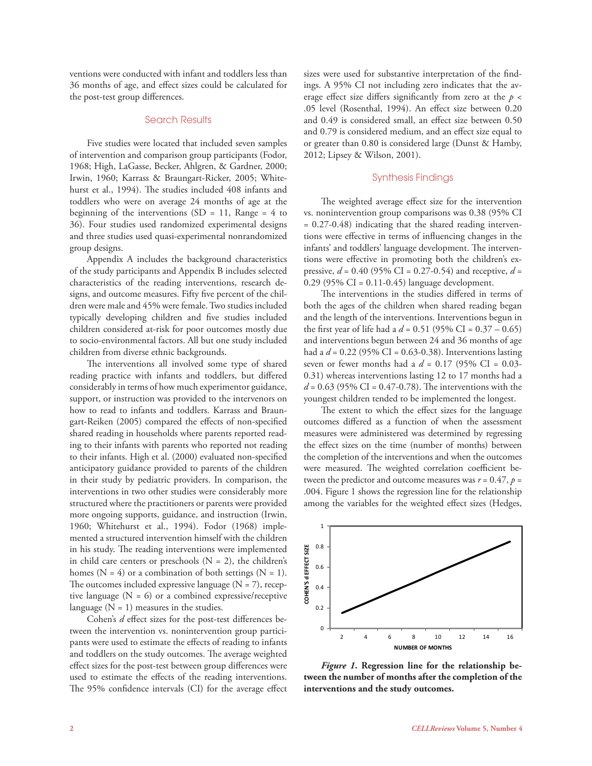ventions were conducted with infant and toddlers less than 36 months of age, and effect sizes could be calculated for the post-test group differences.

## Search Results

Five studies were located that included seven samples of intervention and comparison group participants (Fodor, 1968; High, LaGasse, Becker, Ahlgren, & Gardner, 2000; Irwin, 1960; Karrass & Braungart-Ricker, 2005; Whitehurst et al., 1994). The studies included 408 infants and toddlers who were on average 24 months of age at the beginning of the interventions (SD = 11, Range = 4 to 36). Four studies used randomized experimental designs and three studies used quasi-experimental nonrandomized group designs.

Appendix A includes the background characteristics of the study participants and Appendix B includes selected characteristics of the reading interventions, research designs, and outcome measures. Fifty five percent of the children were male and 45% were female. Two studies included typically developing children and five studies included children considered at-risk for poor outcomes mostly due to socio-environmental factors. All but one study included children from diverse ethnic backgrounds.

The interventions all involved some type of shared reading practice with infants and toddlers, but differed considerably in terms of how much experimentor guidance, support, or instruction was provided to the intervenors on how to read to infants and toddlers. Karrass and Braungart-Reiken (2005) compared the effects of non-specified shared reading in households where parents reported reading to their infants with parents who reported not reading to their infants. High et al. (2000) evaluated non-specified anticipatory guidance provided to parents of the children in their study by pediatric providers. In comparison, the interventions in two other studies were considerably more structured where the practitioners or parents were provided more ongoing supports, guidance, and instruction (Irwin, 1960; Whitehurst et al., 1994). Fodor (1968) implemented a structured intervention himself with the children in his study. The reading interventions were implemented in child care centers or preschools (N = 2), the children's homes (N = 4) or a combination of both settings (N = 1). The outcomes included expressive language (N = 7), receptive language (N = 6) or a combined expressive/receptive language (N = 1) measures in the studies.

Cohen's *d* effect sizes for the post-test differences between the intervention vs. nonintervention group participants were used to estimate the effects of reading to infants and toddlers on the study outcomes. The average weighted effect sizes for the post-test between group differences were used to estimate the effects of the reading interventions. The 95% confidence intervals (CI) for the average effect sizes were used for substantive interpretation of the findings. A 95% CI not including zero indicates that the average effect size differs significantly from zero at the $p < .05$ level (Rosenthal, 1994). An effect size between 0.20 and 0.49 is considered small, an effect size between 0.50 and 0.79 is considered medium, and an effect size equal to or greater than 0.80 is considered large (Dunst & Hamby, 2012; Lipsey & Wilson, 2001).

## Synthesis Findings

The weighted average effect size for the intervention vs. nonintervention group comparisons was 0.38 (95% CI = 0.27-0.48) indicating that the shared reading interventions were effective in terms of influencing changes in the infants' and toddlers' language development. The interventions were effective in promoting both the children's expressive, $d = 0.40$ (95% CI = 0.27-0.54) and receptive, $d = 0.29$ (95% CI = 0.11-0.45) language development.

The interventions in the studies differed in terms of both the ages of the children when shared reading began and the length of the interventions. Interventions begun in the first year of life had a $d = 0.51$ (95% CI = 0.37 – 0.65) and interventions begun between 24 and 36 months of age had a $d = 0.22$ (95% CI = 0.63-0.38). Interventions lasting seven or fewer months had a $d = 0.17$ (95% CI = 0.03-0.31) whereas interventions lasting 12 to 17 months had a $d = 0.63$ (95% CI = 0.47-0.78). The interventions with the youngest children tended to be implemented the longest.

The extent to which the effect sizes for the language outcomes differed as a function of when the assessment measures were administered was determined by regressing the effect sizes on the time (number of months) between the completion of the interventions and when the outcomes were measured. The weighted correlation coefficient between the predictor and outcome measures was $r = 0.47$, $p = .004$. Figure 1 shows the regression line for the relationship among the variables for the weighted effect sizes (Hedges,

***Figure 1*. Regression line for the relationship between the number of months after the completion of the interventions and the study outcomes.**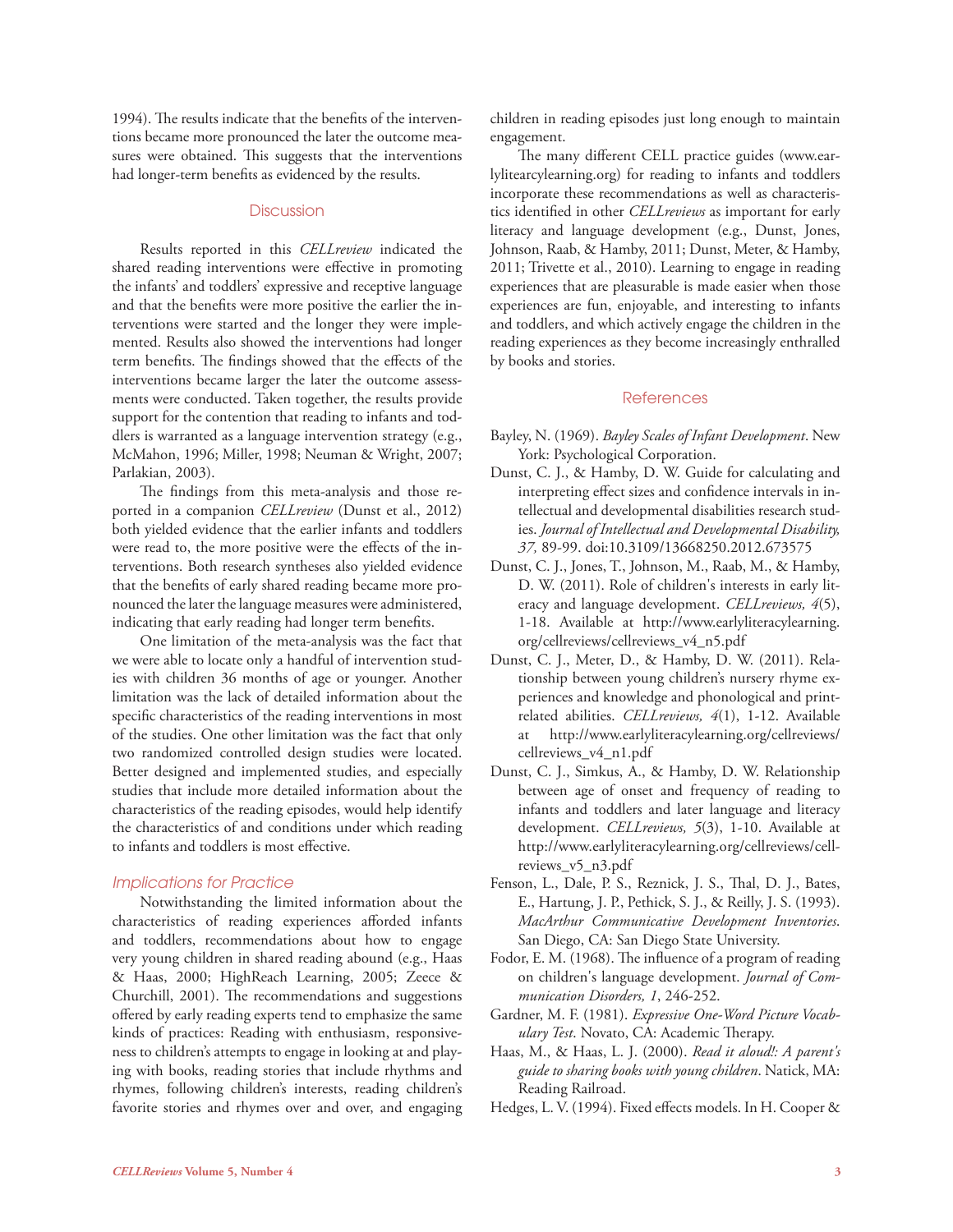1994). The results indicate that the benefits of the interventions became more pronounced the later the outcome measures were obtained. This suggests that the interventions had longer-term benefits as evidenced by the results.

## Discussion

Results reported in this *CELLreview* indicated the shared reading interventions were effective in promoting the infants' and toddlers' expressive and receptive language and that the benefits were more positive the earlier the interventions were started and the longer they were implemented. Results also showed the interventions had longer term benefits. The findings showed that the effects of the interventions became larger the later the outcome assessments were conducted. Taken together, the results provide support for the contention that reading to infants and toddlers is warranted as a language intervention strategy (e.g., McMahon, 1996; Miller, 1998; Neuman & Wright, 2007; Parlakian, 2003).

The findings from this meta-analysis and those reported in a companion *CELLreview* (Dunst et al., 2012) both yielded evidence that the earlier infants and toddlers were read to, the more positive were the effects of the interventions. Both research syntheses also yielded evidence that the benefits of early shared reading became more pronounced the later the language measures were administered, indicating that early reading had longer term benefits.

One limitation of the meta-analysis was the fact that we were able to locate only a handful of intervention studies with children 36 months of age or younger. Another limitation was the lack of detailed information about the specific characteristics of the reading interventions in most of the studies. One other limitation was the fact that only two randomized controlled design studies were located. Better designed and implemented studies, and especially studies that include more detailed information about the characteristics of the reading episodes, would help identify the characteristics of and conditions under which reading to infants and toddlers is most effective.

### *Implications for Practice*

Notwithstanding the limited information about the characteristics of reading experiences afforded infants and toddlers, recommendations about how to engage very young children in shared reading abound (e.g., Haas & Haas, 2000; HighReach Learning, 2005; Zeece & Churchill, 2001). The recommendations and suggestions offered by early reading experts tend to emphasize the same kinds of practices: Reading with enthusiasm, responsiveness to children's attempts to engage in looking at and playing with books, reading stories that include rhythms and rhymes, following children's interests, reading children's favorite stories and rhymes over and over, and engaging children in reading episodes just long enough to maintain engagement.

The many different CELL practice guides (www.earlyliteracylearning.org) for reading to infants and toddlers incorporate these recommendations as well as characteristics identified in other *CELLreviews* as important for early literacy and language development (e.g., Dunst, Jones, Johnson, Raab, & Hamby, 2011; Dunst, Meter, & Hamby, 2011; Trivette et al., 2010). Learning to engage in reading experiences that are pleasurable is made easier when those experiences are fun, enjoyable, and interesting to infants and toddlers, and which actively engage the children in the reading experiences as they become increasingly enthralled by books and stories.

## References

Bayley, N. (1969). *Bayley Scales of Infant Development*. New York: Psychological Corporation.

Dunst, C. J., & Hamby, D. W. Guide for calculating and interpreting effect sizes and confidence intervals in intellectual and developmental disabilities research studies. *Journal of Intellectual and Developmental Disability, 37,* 89-99. doi:10.3109/13668250.2012.673575

Dunst, C. J., Jones, T., Johnson, M., Raab, M., & Hamby, D. W. (2011). Role of children's interests in early literacy and language development. *CELLreviews, 4*(5), 1-18. Available at http://www.earlyliteracylearning.org/cellreviews/cellreviews_v4_n5.pdf

Dunst, C. J., Meter, D., & Hamby, D. W. (2011). Relationship between young children's nursery rhyme experiences and knowledge and phonological and print-related abilities. *CELLreviews, 4*(1), 1-12. Available at http://www.earlyliteracylearning.org/cellreviews/cellreviews_v4_n1.pdf

Dunst, C. J., Simkus, A., & Hamby, D. W. Relationship between age of onset and frequency of reading to infants and toddlers and later language and literacy development. *CELLreviews, 5*(3), 1-10. Available at http://www.earlyliteracylearning.org/cellreviews/cellreviews_v5_n3.pdf

Fenson, L., Dale, P. S., Reznick, J. S., Thal, D. J., Bates, E., Hartung, J. P., Pethick, S. J., & Reilly, J. S. (1993). *MacArthur Communicative Development Inventories*. San Diego, CA: San Diego State University.

Fodor, E. M. (1968). The influence of a program of reading on children's language development. *Journal of Communication Disorders, 1*, 246-252.

Gardner, M. F. (1981). *Expressive One-Word Picture Vocabulary Test*. Novato, CA: Academic Therapy.

Haas, M., & Haas, L. J. (2000). *Read it aloud!: A parent's guide to sharing books with young children*. Natick, MA: Reading Railroad.

Hedges, L. V. (1994). Fixed effects models. In H. Cooper &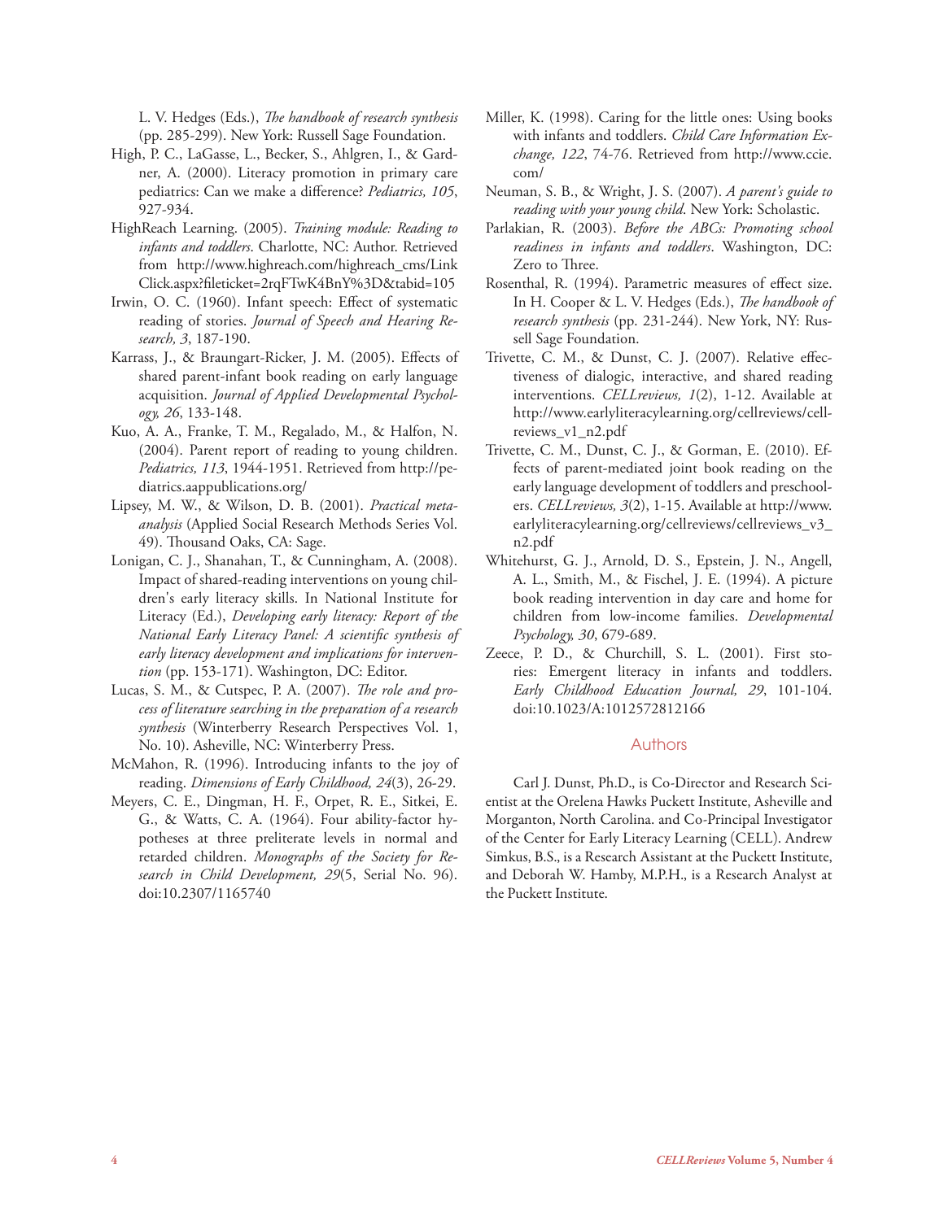L. V. Hedges (Eds.), *The handbook of research synthesis* (pp. 285-299). New York: Russell Sage Foundation.

High, P. C., LaGasse, L., Becker, S., Ahlgren, I., & Gardner, A. (2000). Literacy promotion in primary care pediatrics: Can we make a difference? *Pediatrics, 105*, 927-934.

HighReach Learning. (2005). *Training module: Reading to infants and toddlers*. Charlotte, NC: Author. Retrieved from http://www.highreach.com/highreach_cms/LinkClick.aspx?fileticket=2rqFTwK4BnY%3D&tabid=105

Irwin, O. C. (1960). Infant speech: Effect of systematic reading of stories. *Journal of Speech and Hearing Research, 3*, 187-190.

Karrass, J., & Braungart-Ricker, J. M. (2005). Effects of shared parent-infant book reading on early language acquisition. *Journal of Applied Developmental Psychology, 26*, 133-148.

Kuo, A. A., Franke, T. M., Regalado, M., & Halfon, N. (2004). Parent report of reading to young children. *Pediatrics, 113*, 1944-1951. Retrieved from http://pediatrics.aappublications.org/

Lipsey, M. W., & Wilson, D. B. (2001). *Practical meta-analysis* (Applied Social Research Methods Series Vol. 49). Thousand Oaks, CA: Sage.

Lonigan, C. J., Shanahan, T., & Cunningham, A. (2008). Impact of shared-reading interventions on young children's early literacy skills. In National Institute for Literacy (Ed.), *Developing early literacy: Report of the National Early Literacy Panel: A scientific synthesis of early literacy development and implications for intervention* (pp. 153-171). Washington, DC: Editor.

Lucas, S. M., & Cutspec, P. A. (2007). *The role and process of literature searching in the preparation of a research synthesis* (Winterberry Research Perspectives Vol. 1, No. 10). Asheville, NC: Winterberry Press.

McMahon, R. (1996). Introducing infants to the joy of reading. *Dimensions of Early Childhood, 24*(3), 26-29.

Meyers, C. E., Dingman, H. F., Orpet, R. E., Sitkei, E. G., & Watts, C. A. (1964). Four ability-factor hypotheses at three preliterate levels in normal and retarded children. *Monographs of the Society for Research in Child Development, 29*(5, Serial No. 96). doi:10.2307/1165740

Miller, K. (1998). Caring for the little ones: Using books with infants and toddlers. *Child Care Information Exchange, 122*, 74-76. Retrieved from http://www.ccie.com/

Neuman, S. B., & Wright, J. S. (2007). *A parent's guide to reading with your young child*. New York: Scholastic.

Parlakian, R. (2003). *Before the ABCs: Promoting school readiness in infants and toddlers*. Washington, DC: Zero to Three.

Rosenthal, R. (1994). Parametric measures of effect size. In H. Cooper & L. V. Hedges (Eds.), *The handbook of research synthesis* (pp. 231-244). New York, NY: Russell Sage Foundation.

Trivette, C. M., & Dunst, C. J. (2007). Relative effectiveness of dialogic, interactive, and shared reading interventions. *CELLreviews, 1*(2), 1-12. Available at http://www.earlyliteracylearning.org/cellreviews/cellreviews_v1_n2.pdf

Trivette, C. M., Dunst, C. J., & Gorman, E. (2010). Effects of parent-mediated joint book reading on the early language development of toddlers and preschoolers. *CELLreviews, 3*(2), 1-15. Available at http://www.earlyliteracylearning.org/cellreviews/cellreviews_v3_n2.pdf

Whitehurst, G. J., Arnold, D. S., Epstein, J. N., Angell, A. L., Smith, M., & Fischel, J. E. (1994). A picture book reading intervention in day care and home for children from low-income families. *Developmental Psychology, 30*, 679-689.

Zeece, P. D., & Churchill, S. L. (2001). First stories: Emergent literacy in infants and toddlers. *Early Childhood Education Journal, 29*, 101-104. doi:10.1023/A:1012572812166

## Authors

Carl J. Dunst, Ph.D., is Co-Director and Research Scientist at the Orelena Hawks Puckett Institute, Asheville and Morganton, North Carolina. and Co-Principal Investigator of the Center for Early Literacy Learning (CELL). Andrew Simkus, B.S., is a Research Assistant at the Puckett Institute, and Deborah W. Hamby, M.P.H., is a Research Analyst at the Puckett Institute.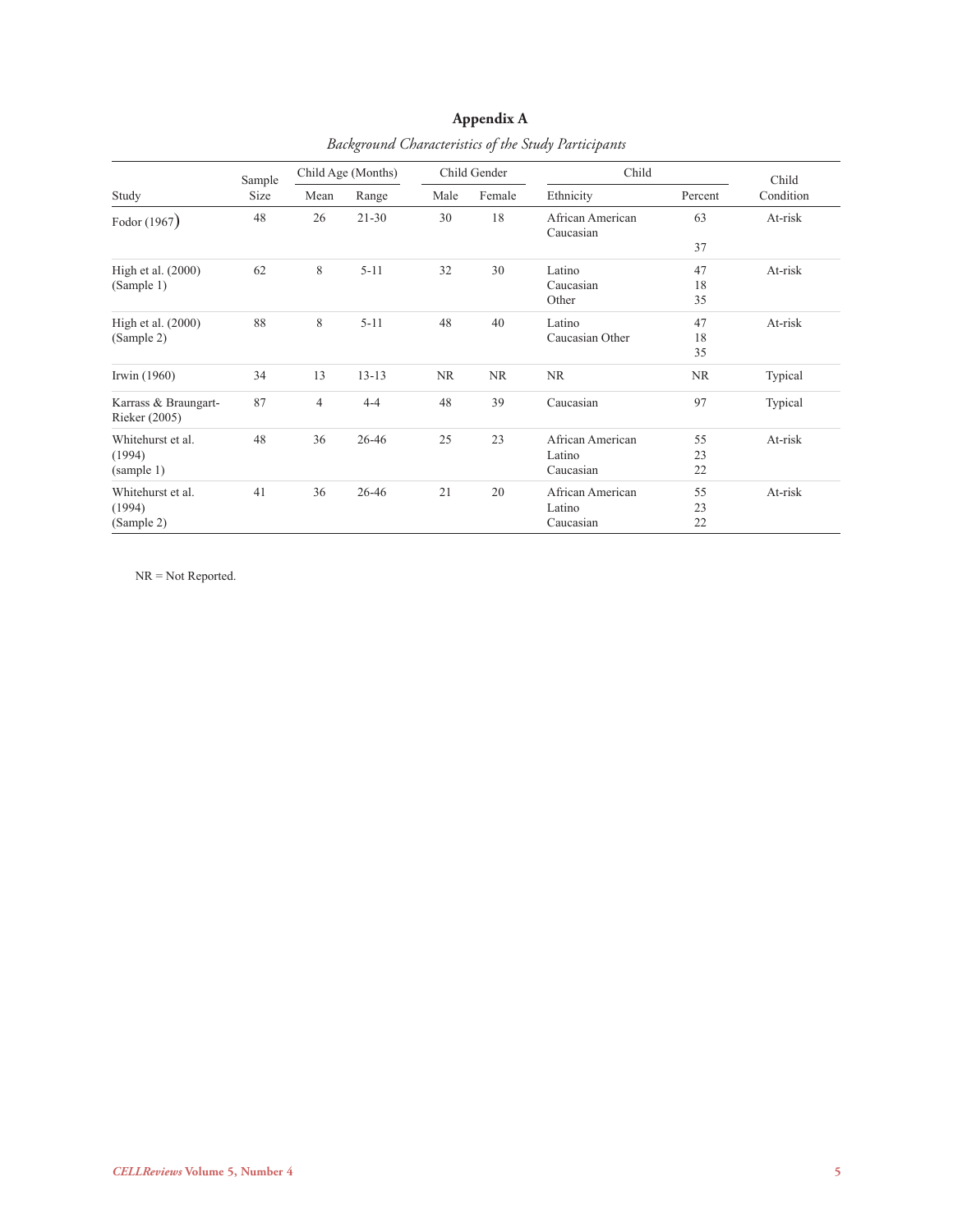# Appendix A

*Background Characteristics of the Study Participants*

| Study | Sample Size | Child Age (Months) | | Child Gender | | Child | | Child Condition |
|---|---|---|---|---|---|---|---|---|
| | | Mean | Range | Male | Female | Ethnicity | Percent | |
| Fodor (1967) | 48 | 26 | 21-30 | 30 | 18 | African American<br>Caucasian | 63<br>37 | At-risk |
| High et al. (2000) (Sample 1) | 62 | 8 | 5-11 | 32 | 30 | Latino<br>Caucasian<br>Other | 47<br>18<br>35 | At-risk |
| High et al. (2000) (Sample 2) | 88 | 8 | 5-11 | 48 | 40 | Latino<br>Caucasian Other | 47<br>18<br>35 | At-risk |
| Irwin (1960) | 34 | 13 | 13-13 | NR | NR | NR | NR | Typical |
| Karrass & Braungart-Rieker (2005) | 87 | 4 | 4-4 | 48 | 39 | Caucasian | 97 | Typical |
| Whitehurst et al. (1994) (sample 1) | 48 | 36 | 26-46 | 25 | 23 | African American<br>Latino<br>Caucasian | 55<br>23<br>22 | At-risk |
| Whitehurst et al. (1994) (Sample 2) | 41 | 36 | 26-46 | 21 | 20 | African American<br>Latino<br>Caucasian | 55<br>23<br>22 | At-risk |

NR = Not Reported.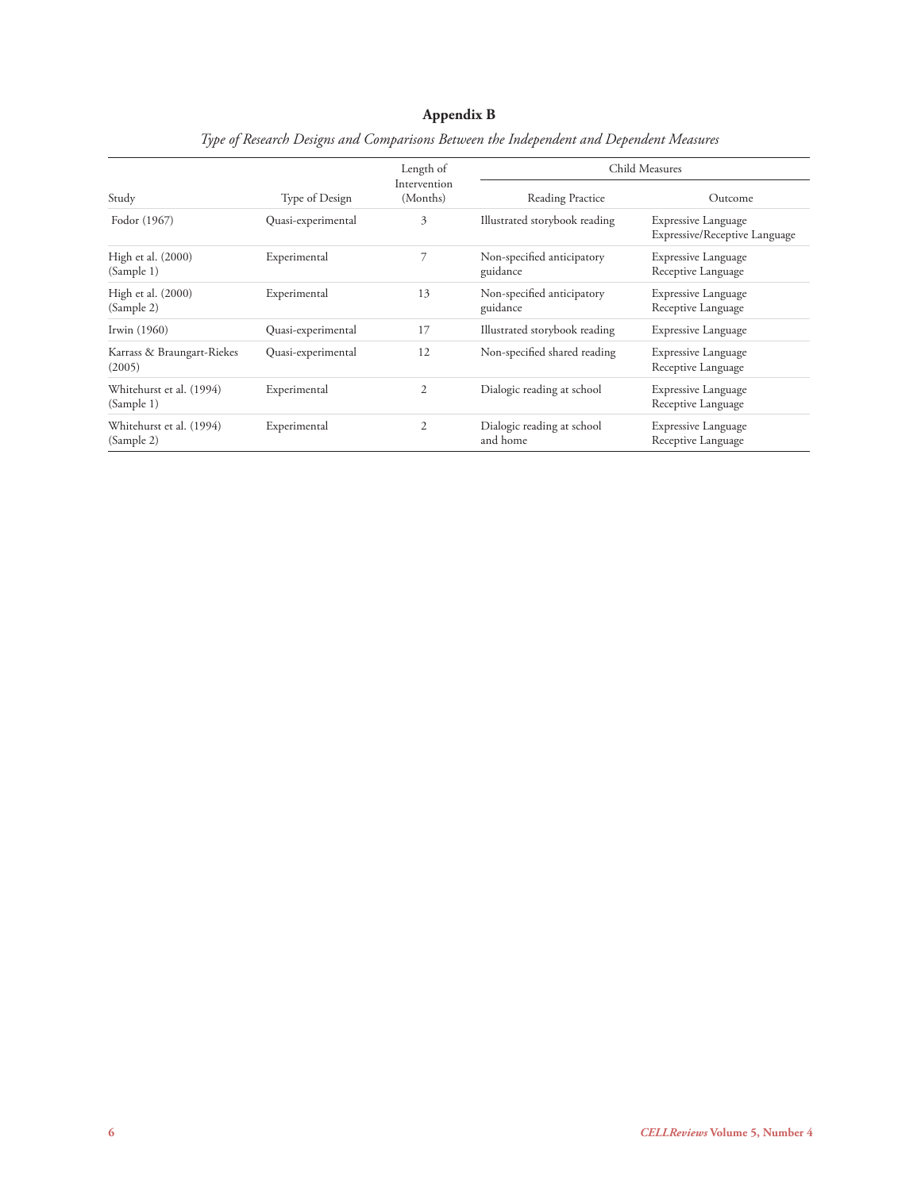## Appendix B

*Type of Research Designs and Comparisons Between the Independent and Dependent Measures*

| Study | Type of Design | Length of Intervention (Months) | Child Measures | |
|---|---|---|---|---|
| | | | Reading Practice | Outcome |
| Fodor (1967) | Quasi-experimental | 3 | Illustrated storybook reading | Expressive Language<br>Expressive/Receptive Language |
| High et al. (2000) (Sample 1) | Experimental | 7 | Non-specified anticipatory guidance | Expressive Language<br>Receptive Language |
| High et al. (2000) (Sample 2) | Experimental | 13 | Non-specified anticipatory guidance | Expressive Language<br>Receptive Language |
| Irwin (1960) | Quasi-experimental | 17 | Illustrated storybook reading | Expressive Language |
| Karrass & Braungart-Riekes (2005) | Quasi-experimental | 12 | Non-specified shared reading | Expressive Language<br>Receptive Language |
| Whitehurst et al. (1994) (Sample 1) | Experimental | 2 | Dialogic reading at school | Expressive Language<br>Receptive Language |
| Whitehurst et al. (1994) (Sample 2) | Experimental | 2 | Dialogic reading at school and home | Expressive Language<br>Receptive Language |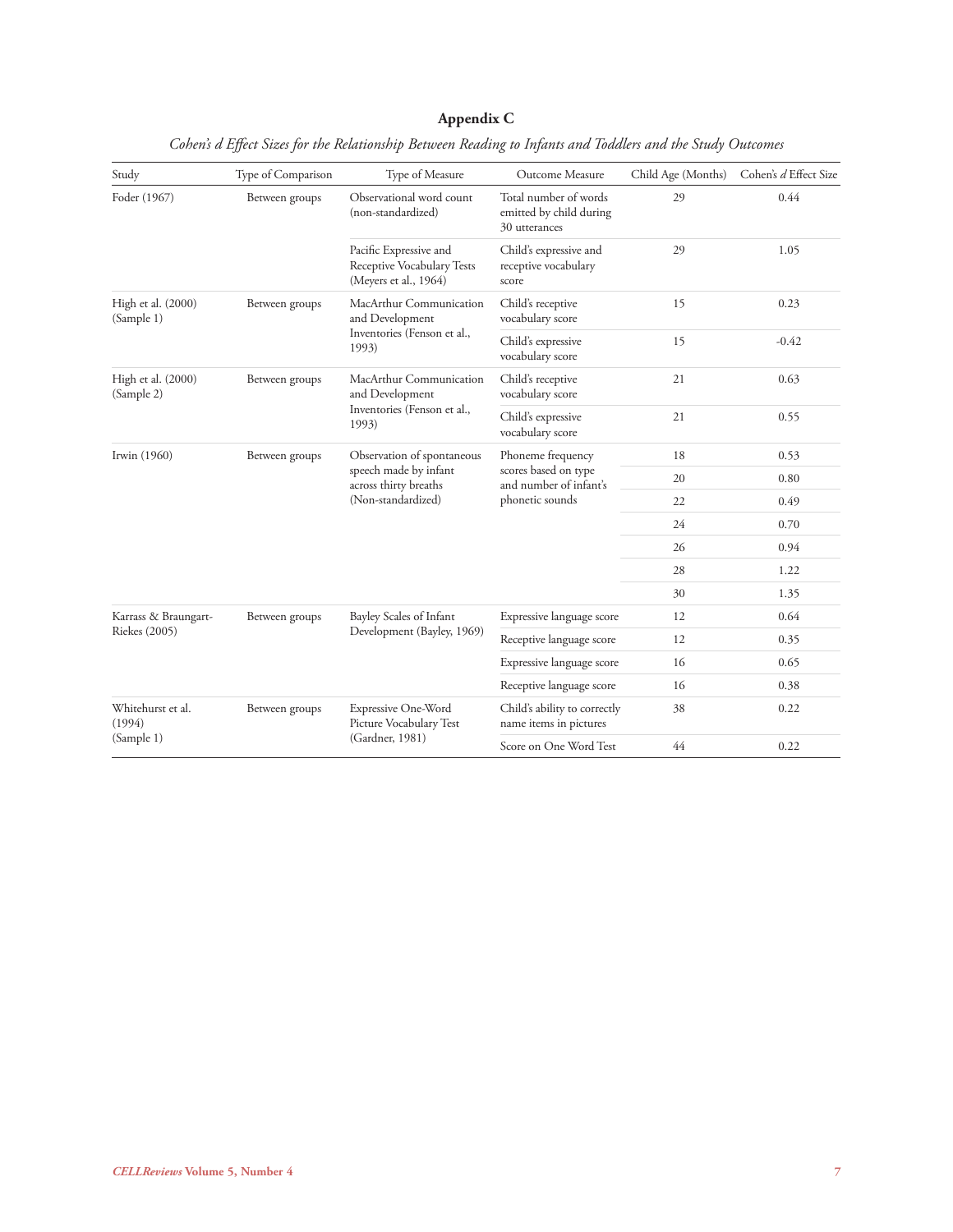## Appendix C

*Cohen's d Effect Sizes for the Relationship Between Reading to Infants and Toddlers and the Study Outcomes*

| Study | Type of Comparison | Type of Measure | Outcome Measure | Child Age (Months) | Cohen's *d* Effect Size |
|---|---|---|---|---|---|
| Foder (1967) | Between groups | Observational word count (non-standardized) | Total number of words emitted by child during 30 utterances | 29 | 0.44 |
| | | Pacific Expressive and Receptive Vocabulary Tests (Meyers et al., 1964) | Child's expressive and receptive vocabulary score | 29 | 1.05 |
| High et al. (2000) (Sample 1) | Between groups | MacArthur Communication and Development Inventories (Fenson et al., 1993) | Child's receptive vocabulary score | 15 | 0.23 |
| | | | Child's expressive vocabulary score | 15 | -0.42 |
| High et al. (2000) (Sample 2) | Between groups | MacArthur Communication and Development Inventories (Fenson et al., 1993) | Child's receptive vocabulary score | 21 | 0.63 |
| | | | Child's expressive vocabulary score | 21 | 0.55 |
| Irwin (1960) | Between groups | Observation of spontaneous speech made by infant across thirty breaths (Non-standardized) | Phoneme frequency scores based on type and number of infant's phonetic sounds | 18 | 0.53 |
| | | | | 20 | 0.80 |
| | | | | 22 | 0.49 |
| | | | | 24 | 0.70 |
| | | | | 26 | 0.94 |
| | | | | 28 | 1.22 |
| | | | | 30 | 1.35 |
| Karrass & Braungart-Riekes (2005) | Between groups | Bayley Scales of Infant Development (Bayley, 1969) | Expressive language score | 12 | 0.64 |
| | | | Receptive language score | 12 | 0.35 |
| | | | Expressive language score | 16 | 0.65 |
| | | | Receptive language score | 16 | 0.38 |
| Whitehurst et al. (1994) (Sample 1) | Between groups | Expressive One-Word Picture Vocabulary Test (Gardner, 1981) | Child's ability to correctly name items in pictures | 38 | 0.22 |
| | | | Score on One Word Test | 44 | 0.22 |